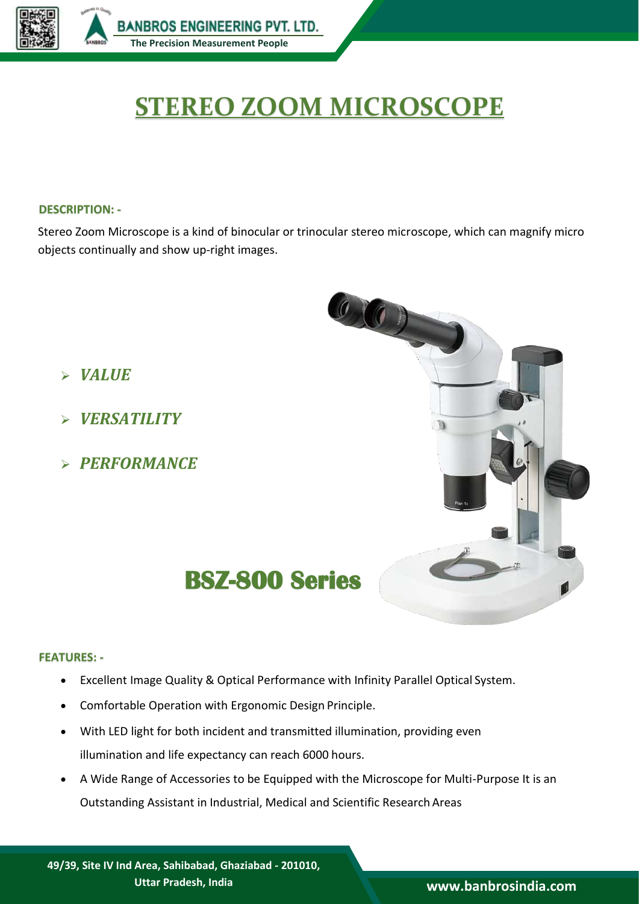# STEREO ZOOM MICROSCOPE

**DESCRIPTION: -**

Stereo Zoom Microscope is a kind of binocular or trinocular stereo microscope, which can magnify micro objects continually and show up-right images.

- ***VALUE***
- ***VERSATILITY***
- ***PERFORMANCE***

## BSZ-800 Series

**FEATURES: -**

- Excellent Image Quality & Optical Performance with Infinity Parallel Optical System.
- Comfortable Operation with Ergonomic Design Principle.
- With LED light for both incident and transmitted illumination, providing even illumination and life expectancy can reach 6000 hours.
- A Wide Range of Accessories to be Equipped with the Microscope for Multi-Purpose It is an Outstanding Assistant in Industrial, Medical and Scientific Research Areas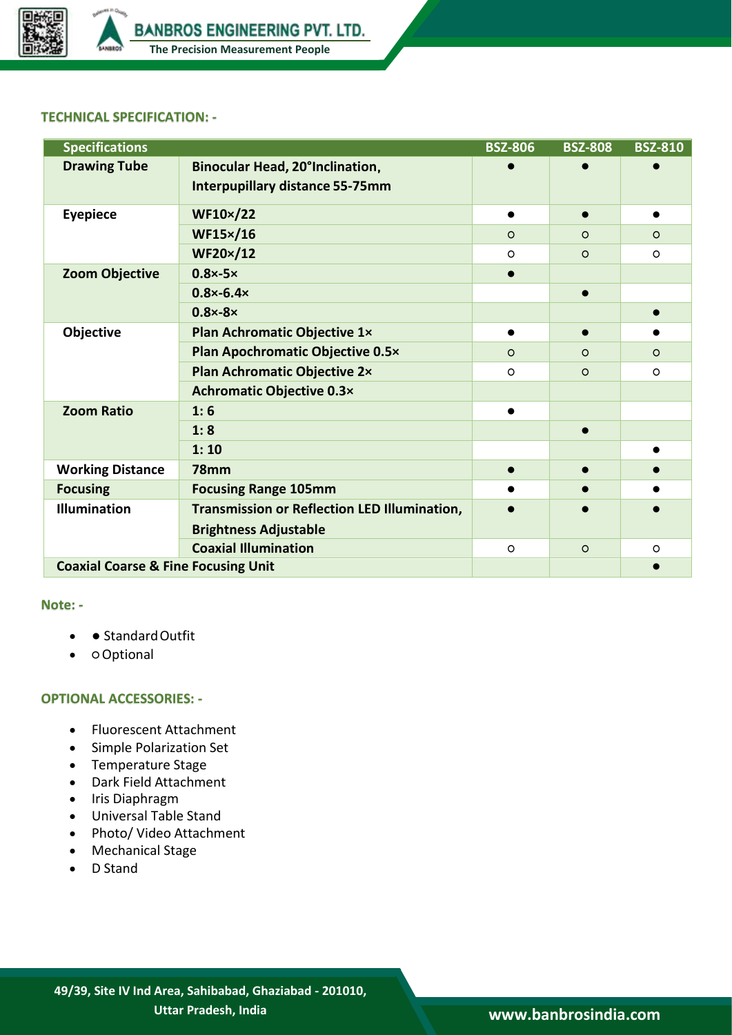## TECHNICAL SPECIFICATION: -

| Specifications | | BSZ-806 | BSZ-808 | BSZ-810 |
|---|---|---|---|---|
| Drawing Tube | Binocular Head, 20°Inclination, Interpupillary distance 55-75mm | ● | ● | ● |
| Eyepiece | WF10×/22 | ● | ● | ● |
| | WF15×/16 | ○ | ○ | ○ |
| | WF20×/12 | ○ | ○ | ○ |
| Zoom Objective | 0.8×-5× | ● | | |
| | 0.8×-6.4× | | ● | |
| | 0.8×-8× | | | ● |
| Objective | Plan Achromatic Objective 1× | ● | ● | ● |
| | Plan Apochromatic Objective 0.5× | ○ | ○ | ○ |
| | Plan Achromatic Objective 2× | ○ | ○ | ○ |
| | Achromatic Objective 0.3× | | | |
| Zoom Ratio | 1: 6 | ● | | |
| | 1: 8 | | ● | |
| | 1: 10 | | | ● |
| Working Distance | 78mm | ● | ● | ● |
| Focusing | Focusing Range 105mm | ● | ● | ● |
| Illumination | Transmission or Reflection LED Illumination, Brightness Adjustable | ● | ● | ● |
| | Coaxial Illumination | ○ | ○ | ○ |
| Coaxial Coarse & Fine Focusing Unit | | | | ● |

**Note: -**

- ● Standard Outfit
- ○ Optional

## OPTIONAL ACCESSORIES: -

- Fluorescent Attachment
- Simple Polarization Set
- Temperature Stage
- Dark Field Attachment
- Iris Diaphragm
- Universal Table Stand
- Photo/ Video Attachment
- Mechanical Stage
- D Stand